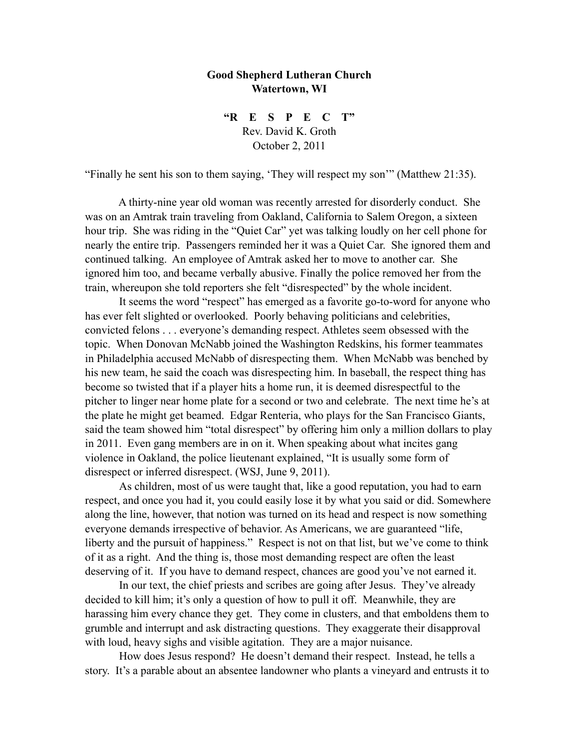**Good Shepherd Lutheran Church**
**Watertown, WI**

**"R E S P E C T"**
Rev. David K. Groth
October 2, 2011

"Finally he sent his son to them saying, 'They will respect my son'" (Matthew 21:35).

A thirty-nine year old woman was recently arrested for disorderly conduct. She was on an Amtrak train traveling from Oakland, California to Salem Oregon, a sixteen hour trip. She was riding in the "Quiet Car" yet was talking loudly on her cell phone for nearly the entire trip. Passengers reminded her it was a Quiet Car. She ignored them and continued talking. An employee of Amtrak asked her to move to another car. She ignored him too, and became verbally abusive. Finally the police removed her from the train, whereupon she told reporters she felt "disrespected" by the whole incident.

It seems the word "respect" has emerged as a favorite go-to-word for anyone who has ever felt slighted or overlooked. Poorly behaving politicians and celebrities, convicted felons . . . everyone's demanding respect. Athletes seem obsessed with the topic. When Donovan McNabb joined the Washington Redskins, his former teammates in Philadelphia accused McNabb of disrespecting them. When McNabb was benched by his new team, he said the coach was disrespecting him. In baseball, the respect thing has become so twisted that if a player hits a home run, it is deemed disrespectful to the pitcher to linger near home plate for a second or two and celebrate. The next time he's at the plate he might get beamed. Edgar Renteria, who plays for the San Francisco Giants, said the team showed him "total disrespect" by offering him only a million dollars to play in 2011. Even gang members are in on it. When speaking about what incites gang violence in Oakland, the police lieutenant explained, "It is usually some form of disrespect or inferred disrespect. (WSJ, June 9, 2011).

As children, most of us were taught that, like a good reputation, you had to earn respect, and once you had it, you could easily lose it by what you said or did. Somewhere along the line, however, that notion was turned on its head and respect is now something everyone demands irrespective of behavior. As Americans, we are guaranteed "life, liberty and the pursuit of happiness." Respect is not on that list, but we've come to think of it as a right. And the thing is, those most demanding respect are often the least deserving of it. If you have to demand respect, chances are good you've not earned it.

In our text, the chief priests and scribes are going after Jesus. They've already decided to kill him; it's only a question of how to pull it off. Meanwhile, they are harassing him every chance they get. They come in clusters, and that emboldens them to grumble and interrupt and ask distracting questions. They exaggerate their disapproval with loud, heavy sighs and visible agitation. They are a major nuisance.

How does Jesus respond? He doesn't demand their respect. Instead, he tells a story. It's a parable about an absentee landowner who plants a vineyard and entrusts it to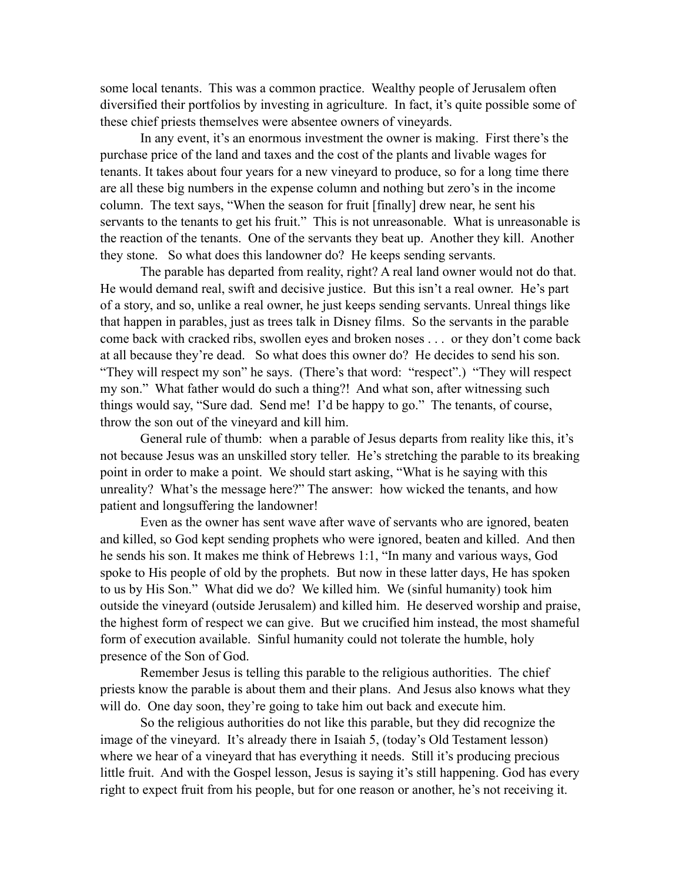some local tenants. This was a common practice. Wealthy people of Jerusalem often diversified their portfolios by investing in agriculture. In fact, it's quite possible some of these chief priests themselves were absentee owners of vineyards.

In any event, it's an enormous investment the owner is making. First there's the purchase price of the land and taxes and the cost of the plants and livable wages for tenants. It takes about four years for a new vineyard to produce, so for a long time there are all these big numbers in the expense column and nothing but zero's in the income column. The text says, "When the season for fruit [finally] drew near, he sent his servants to the tenants to get his fruit." This is not unreasonable. What is unreasonable is the reaction of the tenants. One of the servants they beat up. Another they kill. Another they stone. So what does this landowner do? He keeps sending servants.

The parable has departed from reality, right? A real land owner would not do that. He would demand real, swift and decisive justice. But this isn't a real owner. He's part of a story, and so, unlike a real owner, he just keeps sending servants. Unreal things like that happen in parables, just as trees talk in Disney films. So the servants in the parable come back with cracked ribs, swollen eyes and broken noses . . . or they don't come back at all because they're dead. So what does this owner do? He decides to send his son. "They will respect my son" he says. (There's that word: "respect".) "They will respect my son." What father would do such a thing?! And what son, after witnessing such things would say, "Sure dad. Send me! I'd be happy to go." The tenants, of course, throw the son out of the vineyard and kill him.

General rule of thumb: when a parable of Jesus departs from reality like this, it's not because Jesus was an unskilled story teller. He's stretching the parable to its breaking point in order to make a point. We should start asking, "What is he saying with this unreality? What's the message here?" The answer: how wicked the tenants, and how patient and longsuffering the landowner!

Even as the owner has sent wave after wave of servants who are ignored, beaten and killed, so God kept sending prophets who were ignored, beaten and killed. And then he sends his son. It makes me think of Hebrews 1:1, "In many and various ways, God spoke to His people of old by the prophets. But now in these latter days, He has spoken to us by His Son." What did we do? We killed him. We (sinful humanity) took him outside the vineyard (outside Jerusalem) and killed him. He deserved worship and praise, the highest form of respect we can give. But we crucified him instead, the most shameful form of execution available. Sinful humanity could not tolerate the humble, holy presence of the Son of God.

Remember Jesus is telling this parable to the religious authorities. The chief priests know the parable is about them and their plans. And Jesus also knows what they will do. One day soon, they're going to take him out back and execute him.

So the religious authorities do not like this parable, but they did recognize the image of the vineyard. It's already there in Isaiah 5, (today's Old Testament lesson) where we hear of a vineyard that has everything it needs. Still it's producing precious little fruit. And with the Gospel lesson, Jesus is saying it's still happening. God has every right to expect fruit from his people, but for one reason or another, he's not receiving it.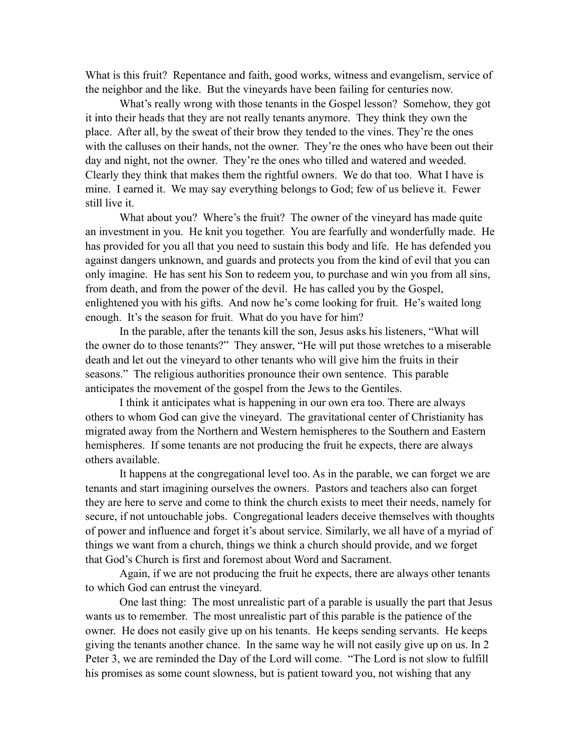What is this fruit? Repentance and faith, good works, witness and evangelism, service of the neighbor and the like. But the vineyards have been failing for centuries now.

What's really wrong with those tenants in the Gospel lesson? Somehow, they got it into their heads that they are not really tenants anymore. They think they own the place. After all, by the sweat of their brow they tended to the vines. They're the ones with the calluses on their hands, not the owner. They're the ones who have been out their day and night, not the owner. They're the ones who tilled and watered and weeded. Clearly they think that makes them the rightful owners. We do that too. What I have is mine. I earned it. We may say everything belongs to God; few of us believe it. Fewer still live it.

What about you? Where's the fruit? The owner of the vineyard has made quite an investment in you. He knit you together. You are fearfully and wonderfully made. He has provided for you all that you need to sustain this body and life. He has defended you against dangers unknown, and guards and protects you from the kind of evil that you can only imagine. He has sent his Son to redeem you, to purchase and win you from all sins, from death, and from the power of the devil. He has called you by the Gospel, enlightened you with his gifts. And now he's come looking for fruit. He's waited long enough. It's the season for fruit. What do you have for him?

In the parable, after the tenants kill the son, Jesus asks his listeners, "What will the owner do to those tenants?" They answer, "He will put those wretches to a miserable death and let out the vineyard to other tenants who will give him the fruits in their seasons." The religious authorities pronounce their own sentence. This parable anticipates the movement of the gospel from the Jews to the Gentiles.

I think it anticipates what is happening in our own era too. There are always others to whom God can give the vineyard. The gravitational center of Christianity has migrated away from the Northern and Western hemispheres to the Southern and Eastern hemispheres. If some tenants are not producing the fruit he expects, there are always others available.

It happens at the congregational level too. As in the parable, we can forget we are tenants and start imagining ourselves the owners. Pastors and teachers also can forget they are here to serve and come to think the church exists to meet their needs, namely for secure, if not untouchable jobs. Congregational leaders deceive themselves with thoughts of power and influence and forget it's about service. Similarly, we all have of a myriad of things we want from a church, things we think a church should provide, and we forget that God's Church is first and foremost about Word and Sacrament.

Again, if we are not producing the fruit he expects, there are always other tenants to which God can entrust the vineyard.

One last thing: The most unrealistic part of a parable is usually the part that Jesus wants us to remember. The most unrealistic part of this parable is the patience of the owner. He does not easily give up on his tenants. He keeps sending servants. He keeps giving the tenants another chance. In the same way he will not easily give up on us. In 2 Peter 3, we are reminded the Day of the Lord will come. "The Lord is not slow to fulfill his promises as some count slowness, but is patient toward you, not wishing that any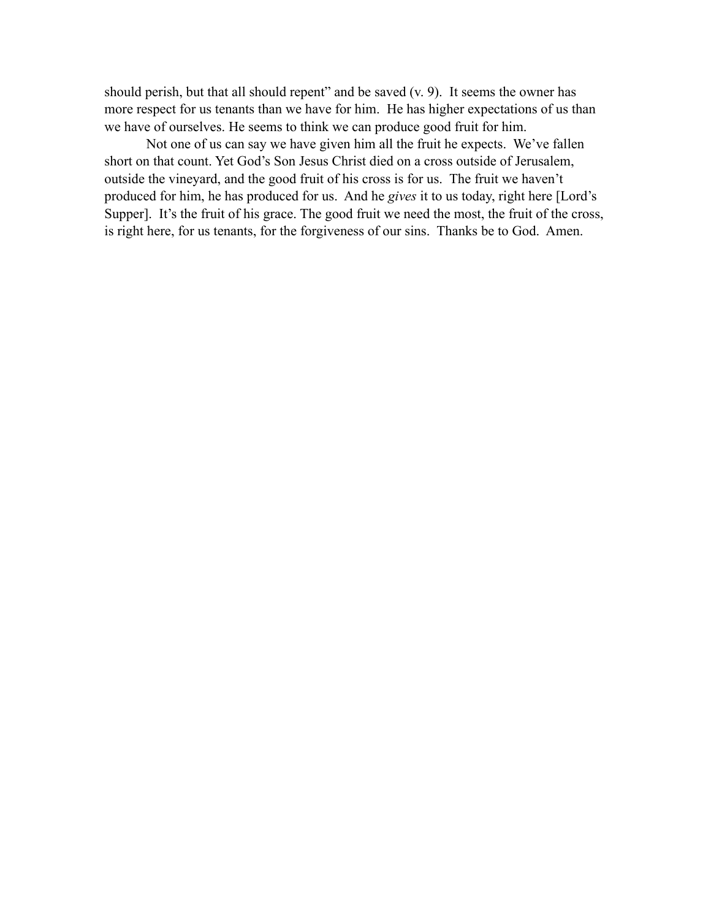should perish, but that all should repent" and be saved (v. 9). It seems the owner has more respect for us tenants than we have for him. He has higher expectations of us than we have of ourselves. He seems to think we can produce good fruit for him.

Not one of us can say we have given him all the fruit he expects. We've fallen short on that count. Yet God's Son Jesus Christ died on a cross outside of Jerusalem, outside the vineyard, and the good fruit of his cross is for us. The fruit we haven't produced for him, he has produced for us. And he *gives* it to us today, right here [Lord's Supper]. It's the fruit of his grace. The good fruit we need the most, the fruit of the cross, is right here, for us tenants, for the forgiveness of our sins. Thanks be to God. Amen.